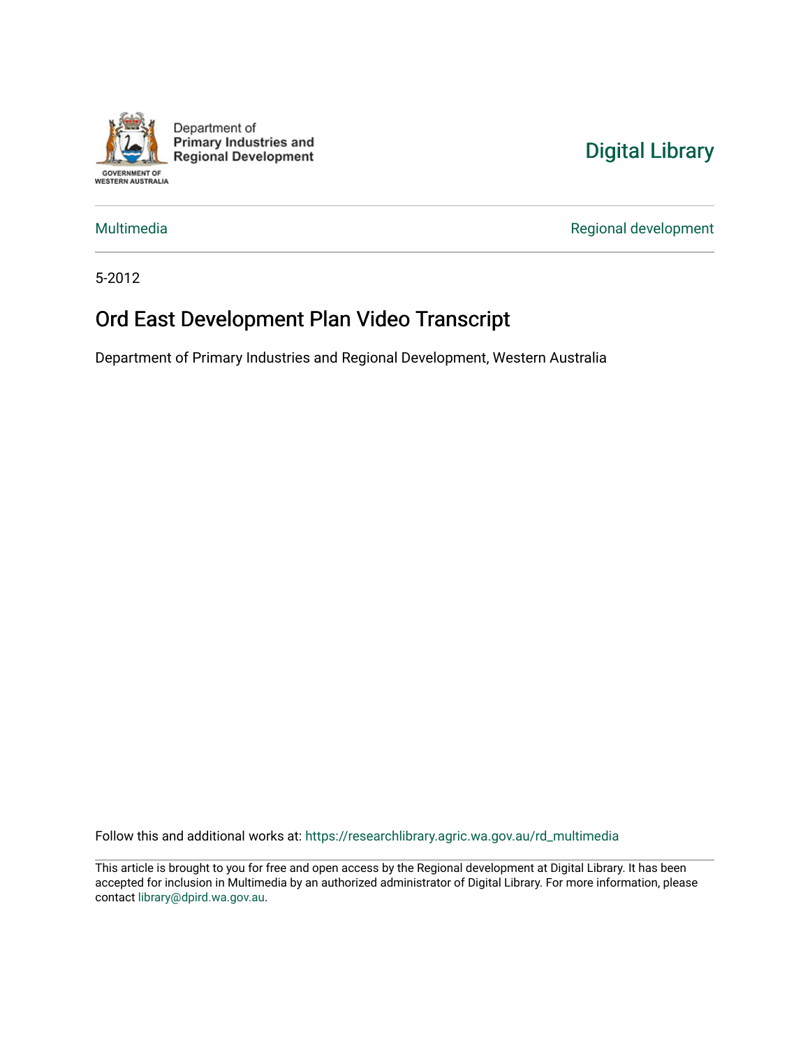Department of
**Primary Industries and Regional Development**

GOVERNMENT OF WESTERN AUSTRALIA

Digital Library

Multimedia

Regional development

5-2012

# Ord East Development Plan Video Transcript

Department of Primary Industries and Regional Development, Western Australia

Follow this and additional works at: https://researchlibrary.agric.wa.gov.au/rd_multimedia

This article is brought to you for free and open access by the Regional development at Digital Library. It has been accepted for inclusion in Multimedia by an authorized administrator of Digital Library. For more information, please contact library@dpird.wa.gov.au.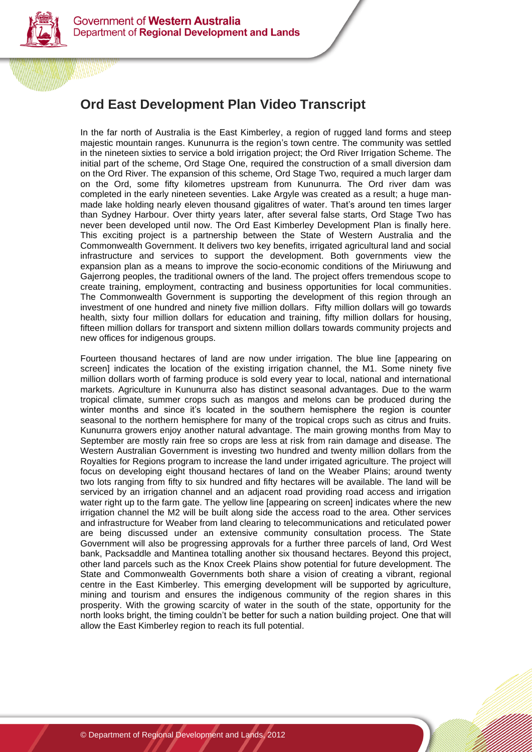## Ord East Development Plan Video Transcript

In the far north of Australia is the East Kimberley, a region of rugged land forms and steep majestic mountain ranges. Kununurra is the region's town centre. The community was settled in the nineteen sixties to service a bold irrigation project; the Ord River Irrigation Scheme. The initial part of the scheme, Ord Stage One, required the construction of a small diversion dam on the Ord River. The expansion of this scheme, Ord Stage Two, required a much larger dam on the Ord, some fifty kilometres upstream from Kununurra. The Ord river dam was completed in the early nineteen seventies. Lake Argyle was created as a result; a huge man-made lake holding nearly eleven thousand gigalitres of water. That's around ten times larger than Sydney Harbour. Over thirty years later, after several false starts, Ord Stage Two has never been developed until now. The Ord East Kimberley Development Plan is finally here. This exciting project is a partnership between the State of Western Australia and the Commonwealth Government. It delivers two key benefits, irrigated agricultural land and social infrastructure and services to support the development. Both governments view the expansion plan as a means to improve the socio-economic conditions of the Miriuwung and Gajerrong peoples, the traditional owners of the land. The project offers tremendous scope to create training, employment, contracting and business opportunities for local communities. The Commonwealth Government is supporting the development of this region through an investment of one hundred and ninety five million dollars. Fifty million dollars will go towards health, sixty four million dollars for education and training, fifty million dollars for housing, fifteen million dollars for transport and sixtenn million dollars towards community projects and new offices for indigenous groups.

Fourteen thousand hectares of land are now under irrigation. The blue line [appearing on screen] indicates the location of the existing irrigation channel, the M1. Some ninety five million dollars worth of farming produce is sold every year to local, national and international markets. Agriculture in Kununurra also has distinct seasonal advantages. Due to the warm tropical climate, summer crops such as mangos and melons can be produced during the winter months and since it's located in the southern hemisphere the region is counter seasonal to the northern hemisphere for many of the tropical crops such as citrus and fruits. Kununurra growers enjoy another natural advantage. The main growing months from May to September are mostly rain free so crops are less at risk from rain damage and disease. The Western Australian Government is investing two hundred and twenty million dollars from the Royalties for Regions program to increase the land under irrigated agriculture. The project will focus on developing eight thousand hectares of land on the Weaber Plains; around twenty two lots ranging from fifty to six hundred and fifty hectares will be available. The land will be serviced by an irrigation channel and an adjacent road providing road access and irrigation water right up to the farm gate. The yellow line [appearing on screen] indicates where the new irrigation channel the M2 will be built along side the access road to the area. Other services and infrastructure for Weaber from land clearing to telecommunications and reticulated power are being discussed under an extensive community consultation process. The State Government will also be progressing approvals for a further three parcels of land, Ord West bank, Packsaddle and Mantinea totalling another six thousand hectares. Beyond this project, other land parcels such as the Knox Creek Plains show potential for future development. The State and Commonwealth Governments both share a vision of creating a vibrant, regional centre in the East Kimberley. This emerging development will be supported by agriculture, mining and tourism and ensures the indigenous community of the region shares in this prosperity. With the growing scarcity of water in the south of the state, opportunity for the north looks bright, the timing couldn't be better for such a nation building project. One that will allow the East Kimberley region to reach its full potential.